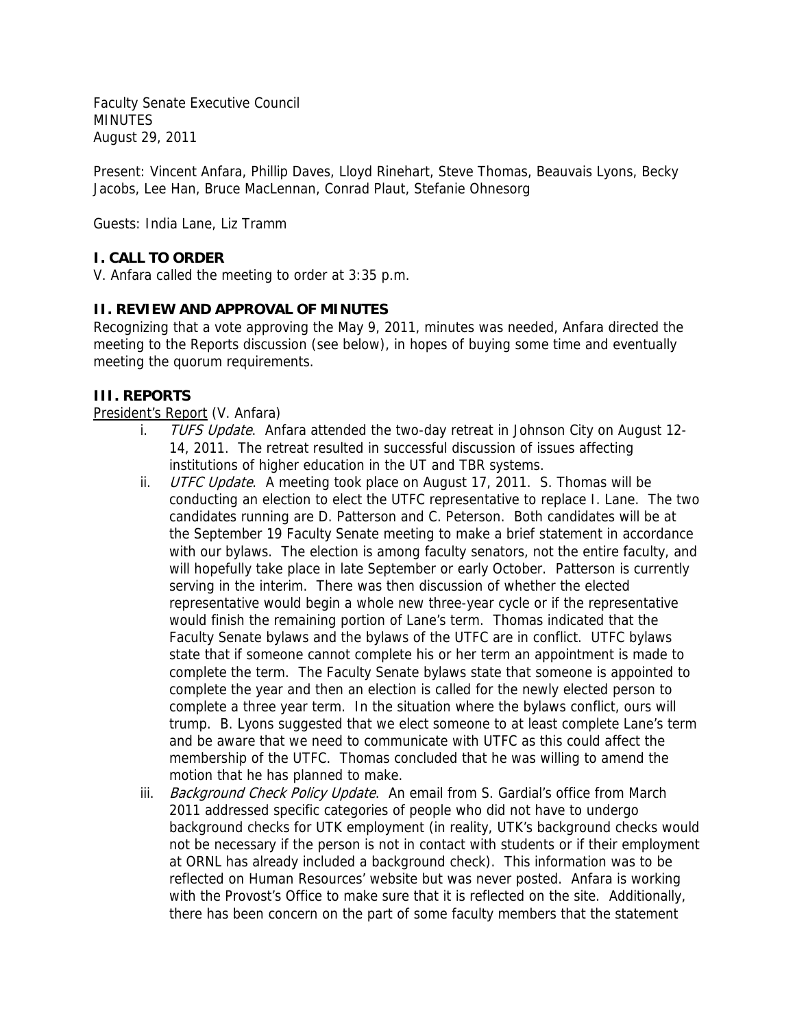Faculty Senate Executive Council
MINUTES
August 29, 2011

Present: Vincent Anfara, Phillip Daves, Lloyd Rinehart, Steve Thomas, Beauvais Lyons, Becky Jacobs, Lee Han, Bruce MacLennan, Conrad Plaut, Stefanie Ohnesorg

Guests: India Lane, Liz Tramm

## I. CALL TO ORDER

V. Anfara called the meeting to order at 3:35 p.m.

## II. REVIEW AND APPROVAL OF MINUTES

Recognizing that a vote approving the May 9, 2011, minutes was needed, Anfara directed the meeting to the Reports discussion (see below), in hopes of buying some time and eventually meeting the quorum requirements.

## III. REPORTS

President's Report (V. Anfara)

i. *TUFS Update*. Anfara attended the two-day retreat in Johnson City on August 12-14, 2011. The retreat resulted in successful discussion of issues affecting institutions of higher education in the UT and TBR systems.

ii. *UTFC Update*. A meeting took place on August 17, 2011. S. Thomas will be conducting an election to elect the UTFC representative to replace I. Lane. The two candidates running are D. Patterson and C. Peterson. Both candidates will be at the September 19 Faculty Senate meeting to make a brief statement in accordance with our bylaws. The election is among faculty senators, not the entire faculty, and will hopefully take place in late September or early October. Patterson is currently serving in the interim. There was then discussion of whether the elected representative would begin a whole new three-year cycle or if the representative would finish the remaining portion of Lane's term. Thomas indicated that the Faculty Senate bylaws and the bylaws of the UTFC are in conflict. UTFC bylaws state that if someone cannot complete his or her term an appointment is made to complete the term. The Faculty Senate bylaws state that someone is appointed to complete the year and then an election is called for the newly elected person to complete a three year term. In the situation where the bylaws conflict, ours will trump. B. Lyons suggested that we elect someone to at least complete Lane's term and be aware that we need to communicate with UTFC as this could affect the membership of the UTFC. Thomas concluded that he was willing to amend the motion that he has planned to make.

iii. *Background Check Policy Update*. An email from S. Gardial's office from March 2011 addressed specific categories of people who did not have to undergo background checks for UTK employment (in reality, UTK's background checks would not be necessary if the person is not in contact with students or if their employment at ORNL has already included a background check). This information was to be reflected on Human Resources' website but was never posted. Anfara is working with the Provost's Office to make sure that it is reflected on the site. Additionally, there has been concern on the part of some faculty members that the statement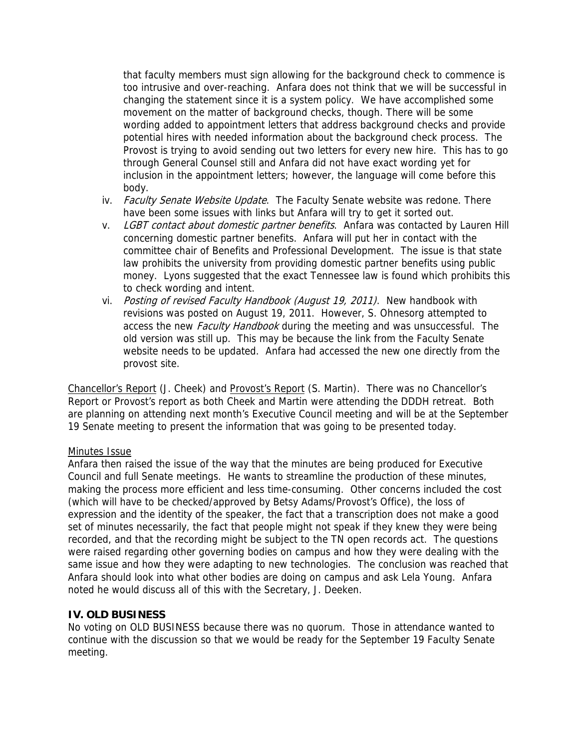that faculty members must sign allowing for the background check to commence is too intrusive and over-reaching. Anfara does not think that we will be successful in changing the statement since it is a system policy. We have accomplished some movement on the matter of background checks, though. There will be some wording added to appointment letters that address background checks and provide potential hires with needed information about the background check process. The Provost is trying to avoid sending out two letters for every new hire. This has to go through General Counsel still and Anfara did not have exact wording yet for inclusion in the appointment letters; however, the language will come before this body.

iv. *Faculty Senate Website Update*. The Faculty Senate website was redone. There have been some issues with links but Anfara will try to get it sorted out.

v. *LGBT contact about domestic partner benefits*. Anfara was contacted by Lauren Hill concerning domestic partner benefits. Anfara will put her in contact with the committee chair of Benefits and Professional Development. The issue is that state law prohibits the university from providing domestic partner benefits using public money. Lyons suggested that the exact Tennessee law is found which prohibits this to check wording and intent.

vi. *Posting of revised Faculty Handbook (August 19, 2011)*. New handbook with revisions was posted on August 19, 2011. However, S. Ohnesorg attempted to access the new *Faculty Handbook* during the meeting and was unsuccessful. The old version was still up. This may be because the link from the Faculty Senate website needs to be updated. Anfara had accessed the new one directly from the provost site.

Chancellor's Report (J. Cheek) and Provost's Report (S. Martin). There was no Chancellor's Report or Provost's report as both Cheek and Martin were attending the DDDH retreat. Both are planning on attending next month's Executive Council meeting and will be at the September 19 Senate meeting to present the information that was going to be presented today.

Minutes Issue

Anfara then raised the issue of the way that the minutes are being produced for Executive Council and full Senate meetings. He wants to streamline the production of these minutes, making the process more efficient and less time-consuming. Other concerns included the cost (which will have to be checked/approved by Betsy Adams/Provost's Office), the loss of expression and the identity of the speaker, the fact that a transcription does not make a good set of minutes necessarily, the fact that people might not speak if they knew they were being recorded, and that the recording might be subject to the TN open records act. The questions were raised regarding other governing bodies on campus and how they were dealing with the same issue and how they were adapting to new technologies. The conclusion was reached that Anfara should look into what other bodies are doing on campus and ask Lela Young. Anfara noted he would discuss all of this with the Secretary, J. Deeken.

## IV. OLD BUSINESS

No voting on OLD BUSINESS because there was no quorum. Those in attendance wanted to continue with the discussion so that we would be ready for the September 19 Faculty Senate meeting.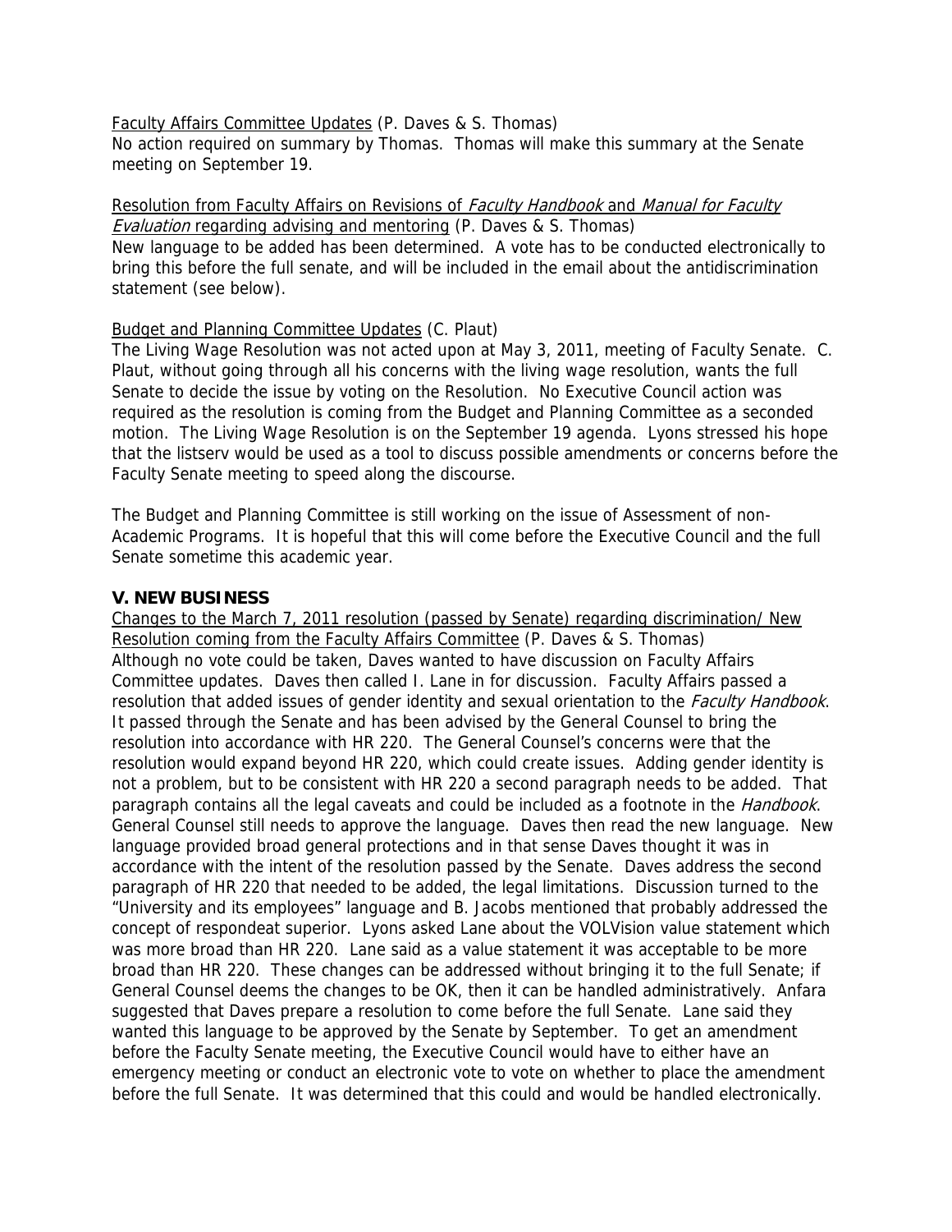Faculty Affairs Committee Updates (P. Daves & S. Thomas)
No action required on summary by Thomas. Thomas will make this summary at the Senate meeting on September 19.

Resolution from Faculty Affairs on Revisions of *Faculty Handbook* and *Manual for Faculty Evaluation* regarding advising and mentoring (P. Daves & S. Thomas)
New language to be added has been determined. A vote has to be conducted electronically to bring this before the full senate, and will be included in the email about the antidiscrimination statement (see below).

Budget and Planning Committee Updates (C. Plaut)
The Living Wage Resolution was not acted upon at May 3, 2011, meeting of Faculty Senate. C. Plaut, without going through all his concerns with the living wage resolution, wants the full Senate to decide the issue by voting on the Resolution. No Executive Council action was required as the resolution is coming from the Budget and Planning Committee as a seconded motion. The Living Wage Resolution is on the September 19 agenda. Lyons stressed his hope that the listserv would be used as a tool to discuss possible amendments or concerns before the Faculty Senate meeting to speed along the discourse.

The Budget and Planning Committee is still working on the issue of Assessment of non-Academic Programs. It is hopeful that this will come before the Executive Council and the full Senate sometime this academic year.

## V. NEW BUSINESS

Changes to the March 7, 2011 resolution (passed by Senate) regarding discrimination/ New Resolution coming from the Faculty Affairs Committee (P. Daves & S. Thomas)
Although no vote could be taken, Daves wanted to have discussion on Faculty Affairs Committee updates. Daves then called I. Lane in for discussion. Faculty Affairs passed a resolution that added issues of gender identity and sexual orientation to the *Faculty Handbook*. It passed through the Senate and has been advised by the General Counsel to bring the resolution into accordance with HR 220. The General Counsel's concerns were that the resolution would expand beyond HR 220, which could create issues. Adding gender identity is not a problem, but to be consistent with HR 220 a second paragraph needs to be added. That paragraph contains all the legal caveats and could be included as a footnote in the *Handbook*. General Counsel still needs to approve the language. Daves then read the new language. New language provided broad general protections and in that sense Daves thought it was in accordance with the intent of the resolution passed by the Senate. Daves address the second paragraph of HR 220 that needed to be added, the legal limitations. Discussion turned to the "University and its employees" language and B. Jacobs mentioned that probably addressed the concept of respondeat superior. Lyons asked Lane about the VOLVision value statement which was more broad than HR 220. Lane said as a value statement it was acceptable to be more broad than HR 220. These changes can be addressed without bringing it to the full Senate; if General Counsel deems the changes to be OK, then it can be handled administratively. Anfara suggested that Daves prepare a resolution to come before the full Senate. Lane said they wanted this language to be approved by the Senate by September. To get an amendment before the Faculty Senate meeting, the Executive Council would have to either have an emergency meeting or conduct an electronic vote to vote on whether to place the amendment before the full Senate. It was determined that this could and would be handled electronically.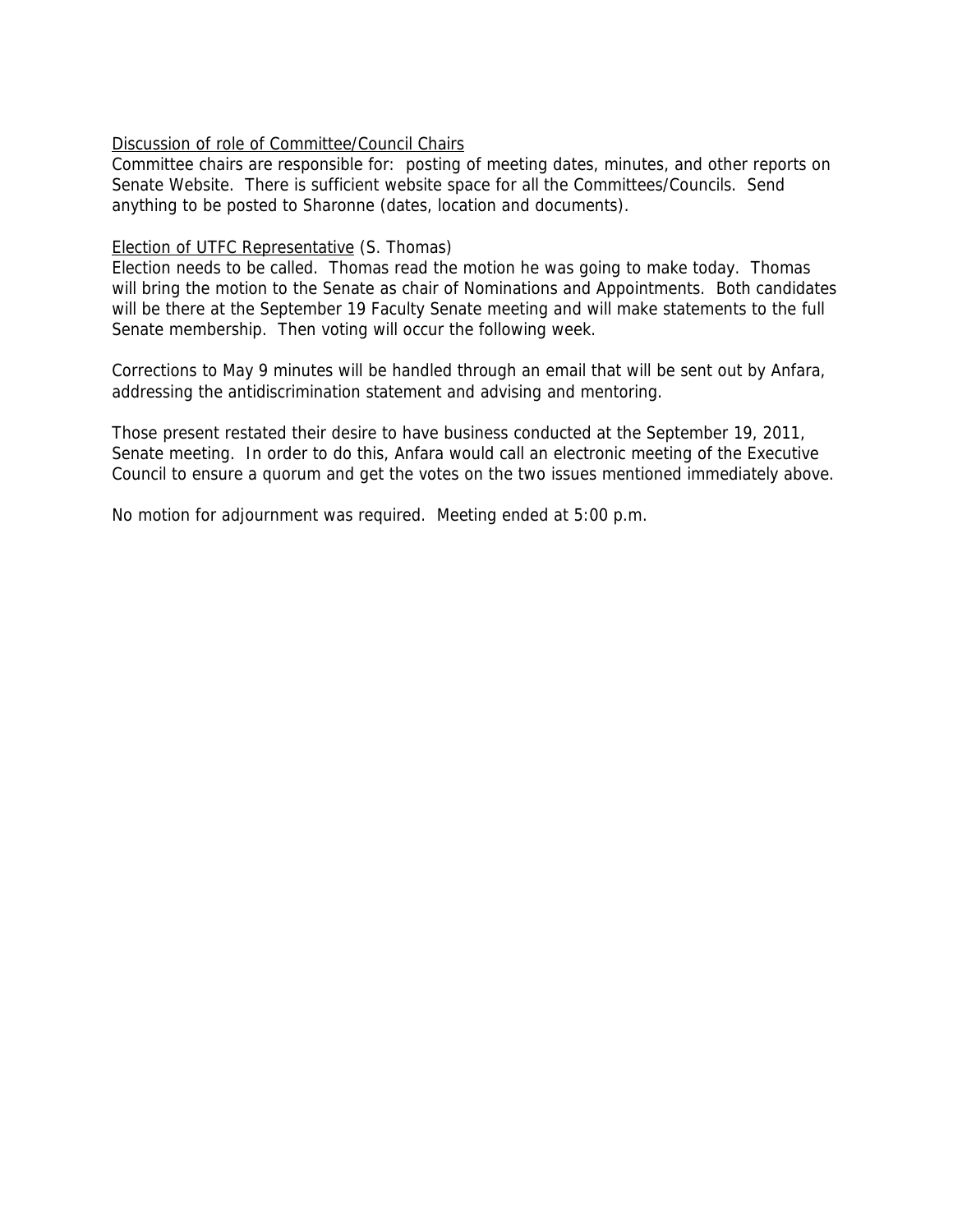<u>Discussion of role of Committee/Council Chairs</u>
Committee chairs are responsible for: posting of meeting dates, minutes, and other reports on Senate Website. There is sufficient website space for all the Committees/Councils. Send anything to be posted to Sharonne (dates, location and documents).

<u>Election of UTFC Representative</u> (S. Thomas)
Election needs to be called. Thomas read the motion he was going to make today. Thomas will bring the motion to the Senate as chair of Nominations and Appointments. Both candidates will be there at the September 19 Faculty Senate meeting and will make statements to the full Senate membership. Then voting will occur the following week.

Corrections to May 9 minutes will be handled through an email that will be sent out by Anfara, addressing the antidiscrimination statement and advising and mentoring.

Those present restated their desire to have business conducted at the September 19, 2011, Senate meeting. In order to do this, Anfara would call an electronic meeting of the Executive Council to ensure a quorum and get the votes on the two issues mentioned immediately above.

No motion for adjournment was required. Meeting ended at 5:00 p.m.